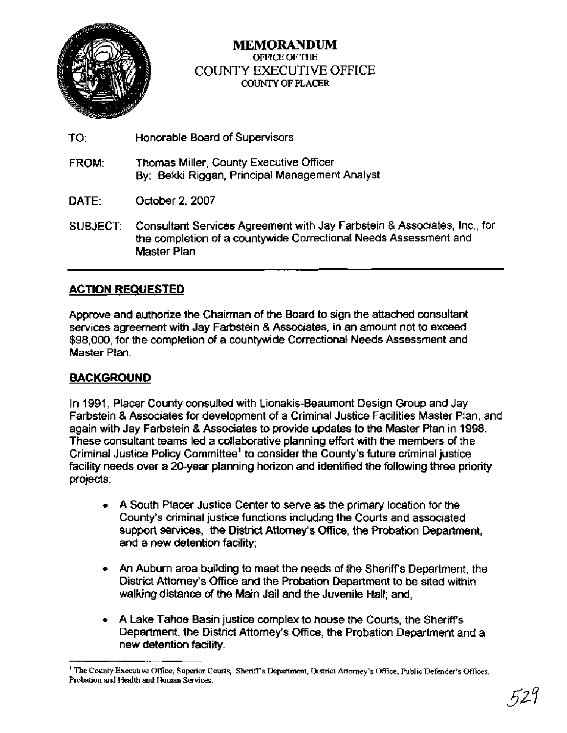# MEMORANDUM

OFFICE OF THE

COUNTY EXECUTIVE OFFICE

COUNTY OF PLACER

TO: Honorable Board of Supervisors

FROM: Thomas Miller, County Executive Officer
By: Bekki Riggan, Principal Management Analyst

DATE: October 2, 2007

SUBJECT: Consultant Services Agreement with Jay Farbstein & Associates, Inc., for the completion of a countywide Correctional Needs Assessment and Master Plan

## ACTION REQUESTED

Approve and authorize the Chairman of the Board to sign the attached consultant services agreement with Jay Farbstein & Associates, in an amount not to exceed $98,000, for the completion of a countywide Correctional Needs Assessment and Master Plan.

## BACKGROUND

In 1991, Placer County consulted with Lionakis-Beaumont Design Group and Jay Farbstein & Associates for development of a Criminal Justice Facilities Master Plan, and again with Jay Farbstein & Associates to provide updates to the Master Plan in 1998. These consultant teams led a collaborative planning effort with the members of the Criminal Justice Policy Committee[1] to consider the County's future criminal justice facility needs over a 20-year planning horizon and identified the following three priority projects:

- A South Placer Justice Center to serve as the primary location for the County's criminal justice functions including the Courts and associated support services, the District Attorney's Office, the Probation Department, and a new detention facility;
- An Auburn area building to meet the needs of the Sheriff's Department, the District Attorney's Office and the Probation Department to be sited within walking distance of the Main Jail and the Juvenile Hall; and,
- A Lake Tahoe Basin justice complex to house the Courts, the Sheriff's Department, the District Attorney's Office, the Probation Department and a new detention facility.

[1] The County Executive Office, Superior Courts, Sheriff's Department, District Attorney's Office, Public Defender's Offices, Probation and Health and Human Services.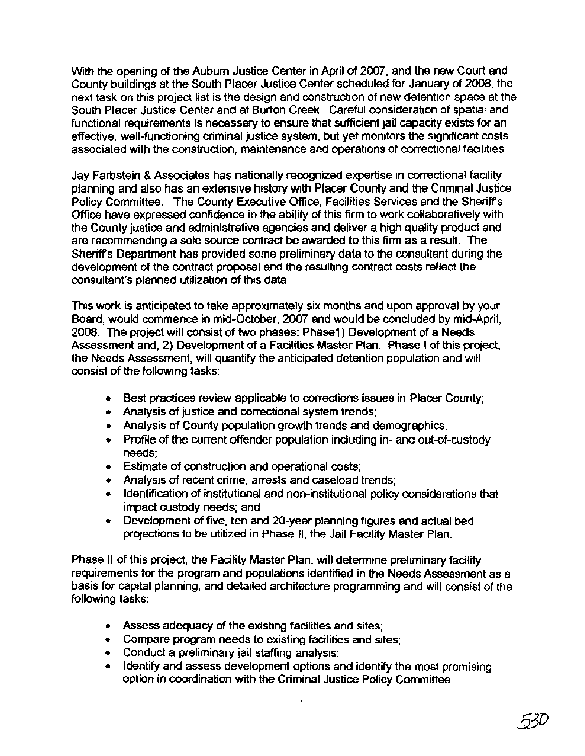With the opening of the Auburn Justice Center in April of 2007, and the new Court and County buildings at the South Placer Justice Center scheduled for January of 2008, the next task on this project list is the design and construction of new detention space at the South Placer Justice Center and at Burton Creek. Careful consideration of spatial and functional requirements is necessary to ensure that sufficient jail capacity exists for an effective, well-functioning criminal justice system, but yet monitors the significant costs associated with the construction, maintenance and operations of correctional facilities.

Jay Farbstein & Associates has nationally recognized expertise in correctional facility planning and also has an extensive history with Placer County and the Criminal Justice Policy Committee. The County Executive Office, Facilities Services and the Sheriff's Office have expressed confidence in the ability of this firm to work collaboratively with the County justice and administrative agencies and deliver a high quality product and are recommending a sole source contract be awarded to this firm as a result. The Sheriff's Department has provided some preliminary data to the consultant during the development of the contract proposal and the resulting contract costs reflect the consultant's planned utilization of this data.

This work is anticipated to take approximately six months and upon approval by your Board, would commence in mid-October, 2007 and would be concluded by mid-April, 2008. The project will consist of two phases: Phase1) Development of a Needs Assessment and, 2) Development of a Facilities Master Plan. Phase I of this project, the Needs Assessment, will quantify the anticipated detention population and will consist of the following tasks:

- Best practices review applicable to corrections issues in Placer County;
- Analysis of justice and correctional system trends;
- Analysis of County population growth trends and demographics;
- Profile of the current offender population including in- and out-of-custody needs;
- Estimate of construction and operational costs;
- Analysis of recent crime, arrests and caseload trends;
- Identification of institutional and non-institutional policy considerations that impact custody needs; and
- Development of five, ten and 20-year planning figures and actual bed projections to be utilized in Phase II, the Jail Facility Master Plan.

Phase II of this project, the Facility Master Plan, will determine preliminary facility requirements for the program and populations identified in the Needs Assessment as a basis for capital planning, and detailed architecture programming and will consist of the following tasks:

- Assess adequacy of the existing facilities and sites;
- Compare program needs to existing facilities and sites;
- Conduct a preliminary jail staffing analysis;
- Identify and assess development options and identify the most promising option in coordination with the Criminal Justice Policy Committee.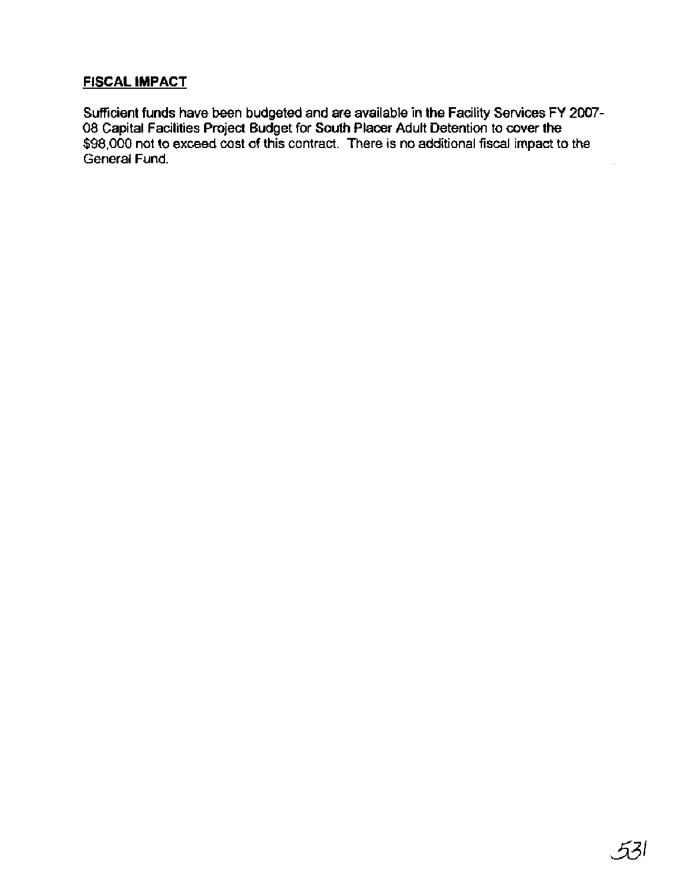## FISCAL IMPACT

Sufficient funds have been budgeted and are available in the Facility Services FY 2007-08 Capital Facilities Project Budget for South Placer Adult Detention to cover the $98,000 not to exceed cost of this contract. There is no additional fiscal impact to the General Fund.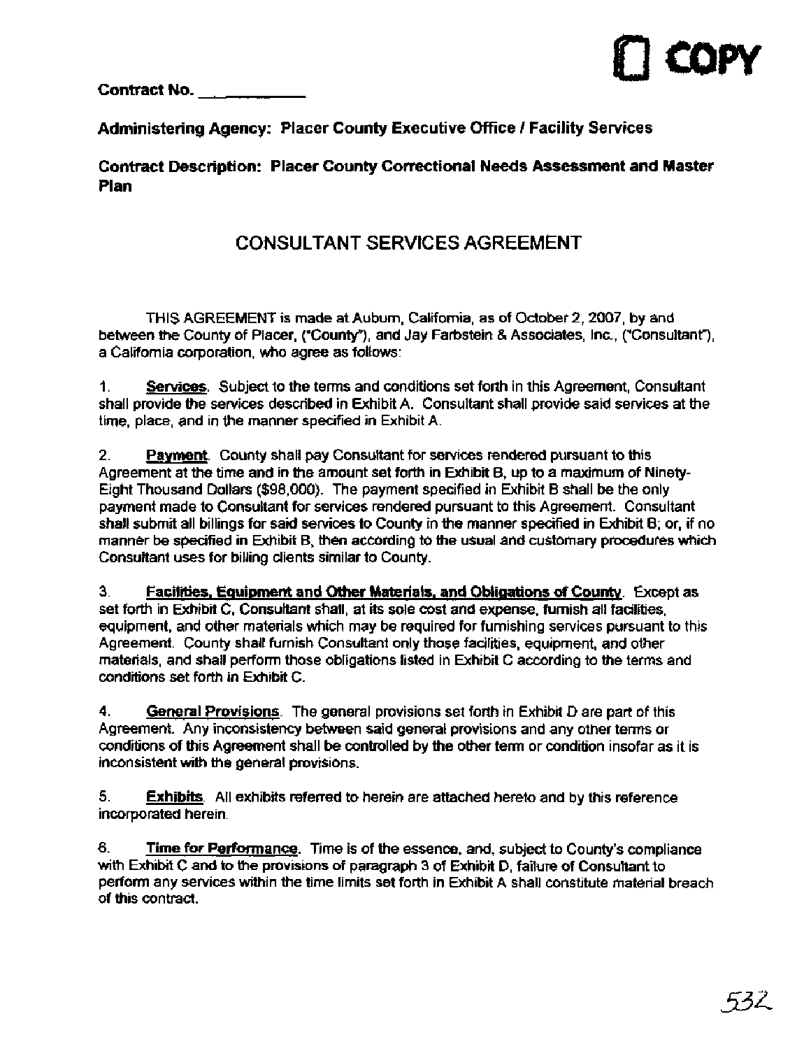COPY

Contract No. __________

**Administering Agency: Placer County Executive Office / Facility Services**

**Contract Description: Placer County Correctional Needs Assessment and Master Plan**

## CONSULTANT SERVICES AGREEMENT

THIS AGREEMENT is made at Auburn, California, as of October 2, 2007, by and between the County of Placer, ("County"), and Jay Farbstein & Associates, Inc., ("Consultant"), a California corporation, who agree as follows:

1. **Services**. Subject to the terms and conditions set forth in this Agreement, Consultant shall provide the services described in Exhibit A. Consultant shall provide said services at the time, place, and in the manner specified in Exhibit A.

2. **Payment**. County shall pay Consultant for services rendered pursuant to this Agreement at the time and in the amount set forth in Exhibit B, up to a maximum of Ninety-Eight Thousand Dollars ($98,000). The payment specified in Exhibit B shall be the only payment made to Consultant for services rendered pursuant to this Agreement. Consultant shall submit all billings for said services to County in the manner specified in Exhibit B; or, if no manner be specified in Exhibit B, then according to the usual and customary procedures which Consultant uses for billing clients similar to County.

3. **Facilities, Equipment and Other Materials, and Obligations of County**. Except as set forth in Exhibit C, Consultant shall, at its sole cost and expense, furnish all facilities, equipment, and other materials which may be required for furnishing services pursuant to this Agreement. County shall furnish Consultant only those facilities, equipment, and other materials, and shall perform those obligations listed in Exhibit C according to the terms and conditions set forth in Exhibit C.

4. **General Provisions**. The general provisions set forth in Exhibit D are part of this Agreement. Any inconsistency between said general provisions and any other terms or conditions of this Agreement shall be controlled by the other term or condition insofar as it is inconsistent with the general provisions.

5. **Exhibits**. All exhibits referred to herein are attached hereto and by this reference incorporated herein.

6. **Time for Performance**. Time is of the essence, and, subject to County's compliance with Exhibit C and to the provisions of paragraph 3 of Exhibit D, failure of Consultant to perform any services within the time limits set forth in Exhibit A shall constitute material breach of this contract.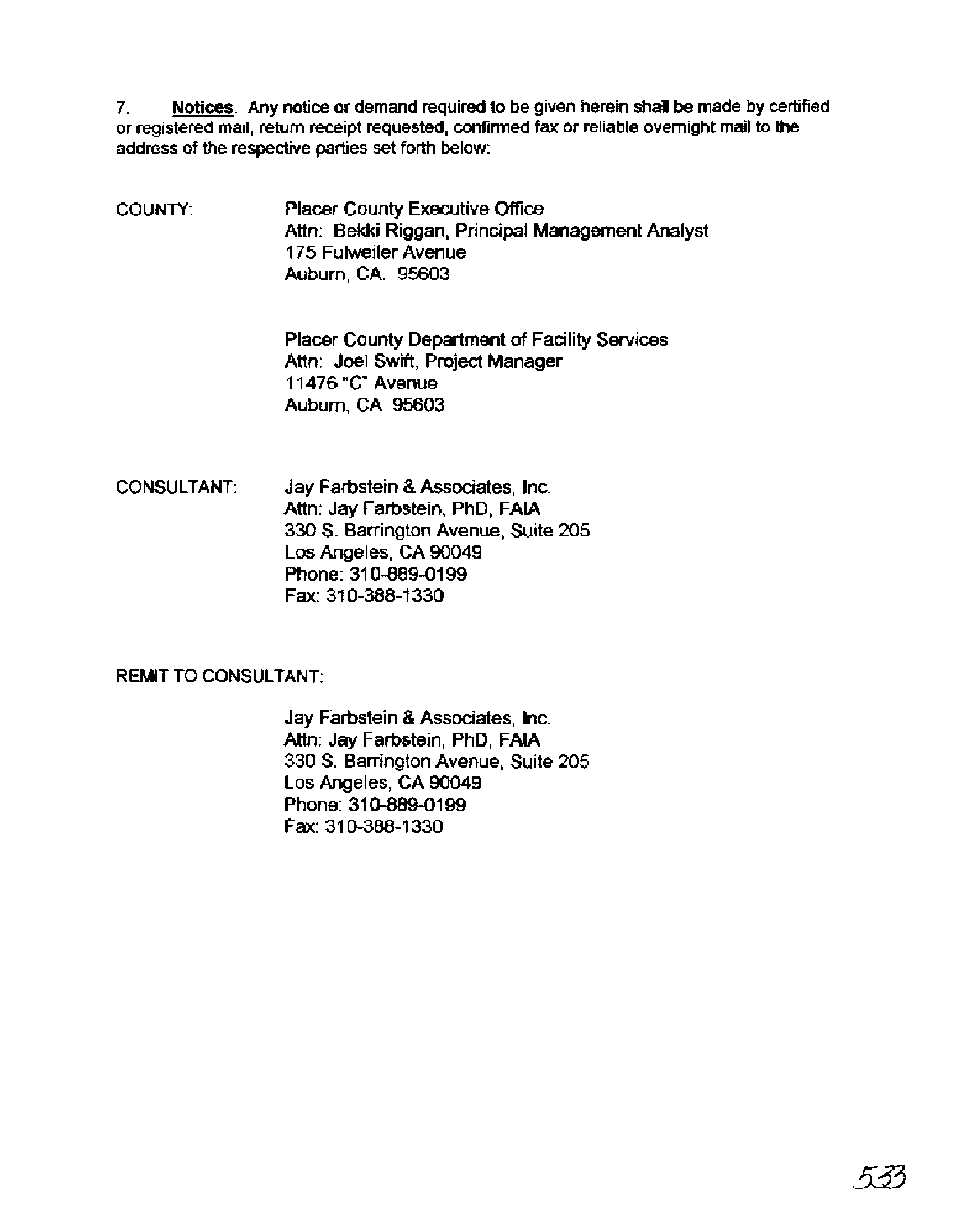7. **Notices**. Any notice or demand required to be given herein shall be made by certified or registered mail, return receipt requested, confirmed fax or reliable overnight mail to the address of the respective parties set forth below:

COUNTY:

Placer County Executive Office
Attn: Bekki Riggan, Principal Management Analyst
175 Fulweiler Avenue
Auburn, CA. 95603

Placer County Department of Facility Services
Attn: Joel Swift, Project Manager
11476 "C" Avenue
Auburn, CA 95603

CONSULTANT:

Jay Farbstein & Associates, Inc.
Attn: Jay Farbstein, PhD, FAIA
330 S. Barrington Avenue, Suite 205
Los Angeles, CA 90049
Phone: 310-889-0199
Fax: 310-388-1330

REMIT TO CONSULTANT:

Jay Farbstein & Associates, Inc.
Attn: Jay Farbstein, PhD, FAIA
330 S. Barrington Avenue, Suite 205
Los Angeles, CA 90049
Phone: 310-889-0199
Fax: 310-388-1330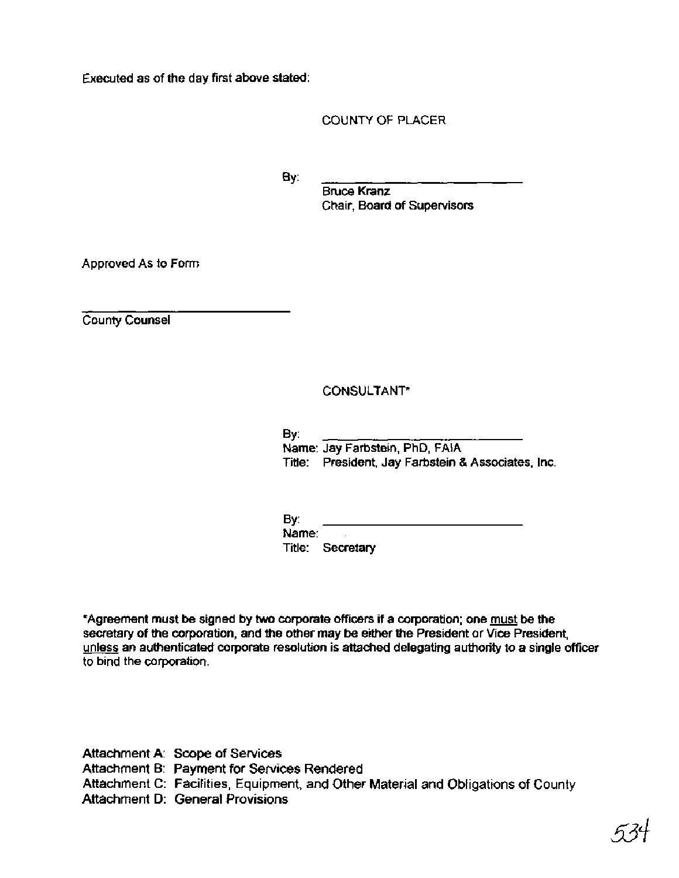Executed as of the day first above stated:

COUNTY OF PLACER

By: \_\_\_\_\_\_\_\_\_\_\_\_\_\_\_\_\_\_\_\_\_\_\_\_\_\_\_\_\_\_
Bruce Kranz
Chair, Board of Supervisors

Approved As to Form

\_\_\_\_\_\_\_\_\_\_\_\_\_\_\_\_\_\_\_\_\_\_\_\_\_\_\_\_\_\_
County Counsel

CONSULTANT*

By: \_\_\_\_\_\_\_\_\_\_\_\_\_\_\_\_\_\_\_\_\_\_\_\_\_\_\_\_\_\_
Name: Jay Farbstein, PhD, FAIA
Title: President, Jay Farbstein & Associates, Inc.

By: \_\_\_\_\_\_\_\_\_\_\_\_\_\_\_\_\_\_\_\_\_\_\_\_\_\_\_\_\_\_
Name:
Title: Secretary

*Agreement must be signed by two corporate officers if a corporation; one <u>must</u> be the secretary of the corporation, and the other may be either the President or Vice President, <u>unless</u> an authenticated corporate resolution is attached delegating authority to a single officer to bind the corporation.

Attachment A: Scope of Services
Attachment B: Payment for Services Rendered
Attachment C: Facilities, Equipment, and Other Material and Obligations of County
Attachment D: General Provisions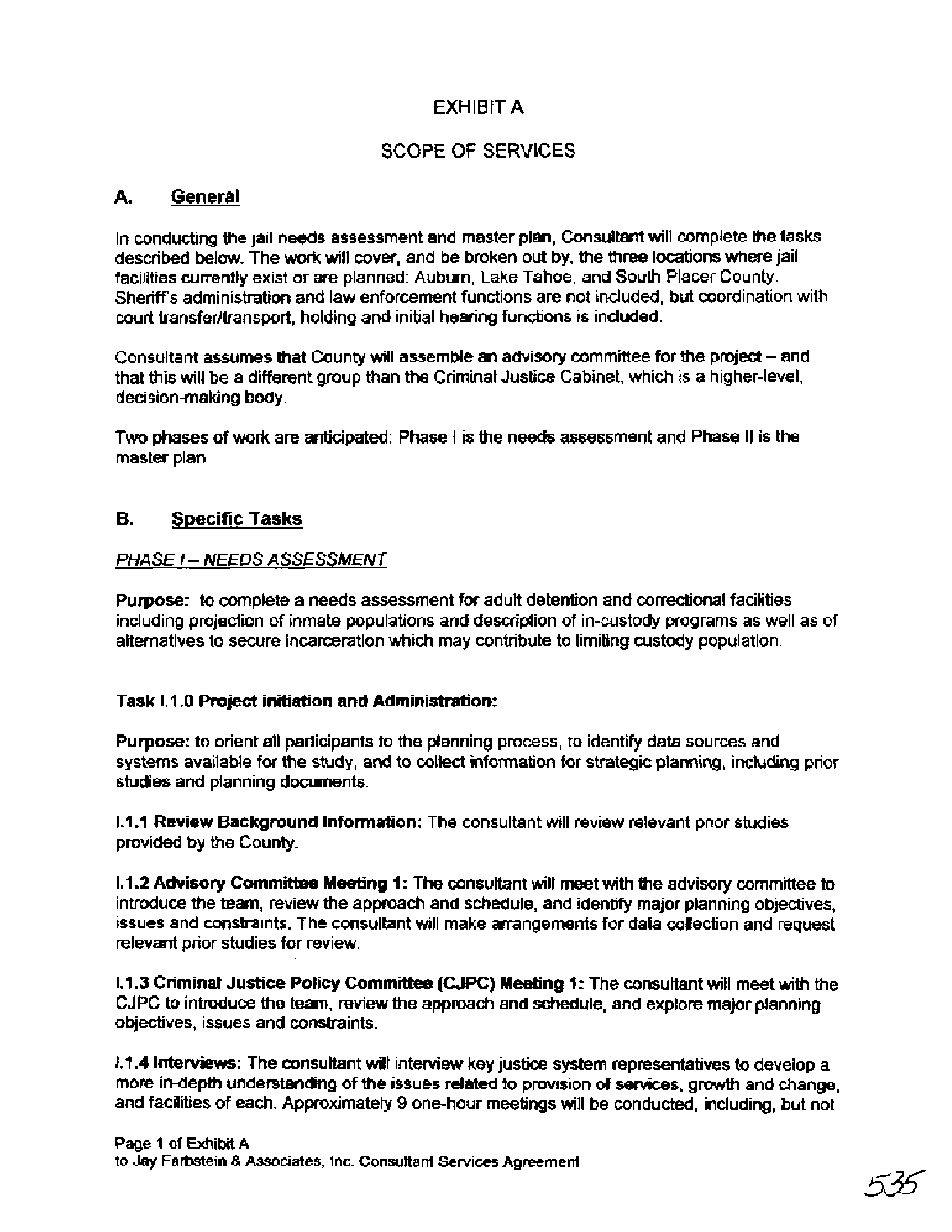# EXHIBIT A

## SCOPE OF SERVICES

### A. General

In conducting the jail needs assessment and master plan, Consultant will complete the tasks described below. The work will cover, and be broken out by, the three locations where jail facilities currently exist or are planned: Auburn, Lake Tahoe, and South Placer County. Sheriff's administration and law enforcement functions are not included, but coordination with court transfer/transport, holding and initial hearing functions is included.

Consultant assumes that County will assemble an advisory committee for the project – and that this will be a different group than the Criminal Justice Cabinet, which is a higher-level, decision-making body.

Two phases of work are anticipated: Phase I is the needs assessment and Phase II is the master plan.

### B. Specific Tasks

*PHASE I – NEEDS ASSESSMENT*

**Purpose:** to complete a needs assessment for adult detention and correctional facilities including projection of inmate populations and description of in-custody programs as well as of alternatives to secure incarceration which may contribute to limiting custody population.

**Task I.1.0 Project initiation and Administration:**

**Purpose:** to orient all participants to the planning process, to identify data sources and systems available for the study, and to collect information for strategic planning, including prior studies and planning documents.

**I.1.1 Review Background Information:** The consultant will review relevant prior studies provided by the County.

**I.1.2 Advisory Committee Meeting 1:** The consultant will meet with the advisory committee to introduce the team, review the approach and schedule, and identify major planning objectives, issues and constraints. The consultant will make arrangements for data collection and request relevant prior studies for review.

**I.1.3 Criminal Justice Policy Committee (CJPC) Meeting 1:** The consultant will meet with the CJPC to introduce the team, review the approach and schedule, and explore major planning objectives, issues and constraints.

**I.1.4 Interviews:** The consultant will interview key justice system representatives to develop a more in-depth understanding of the issues related to provision of services, growth and change, and facilities of each. Approximately 9 one-hour meetings will be conducted, including, but not

Page 1 of Exhibit A
to Jay Farbstein & Associates, Inc. Consultant Services Agreement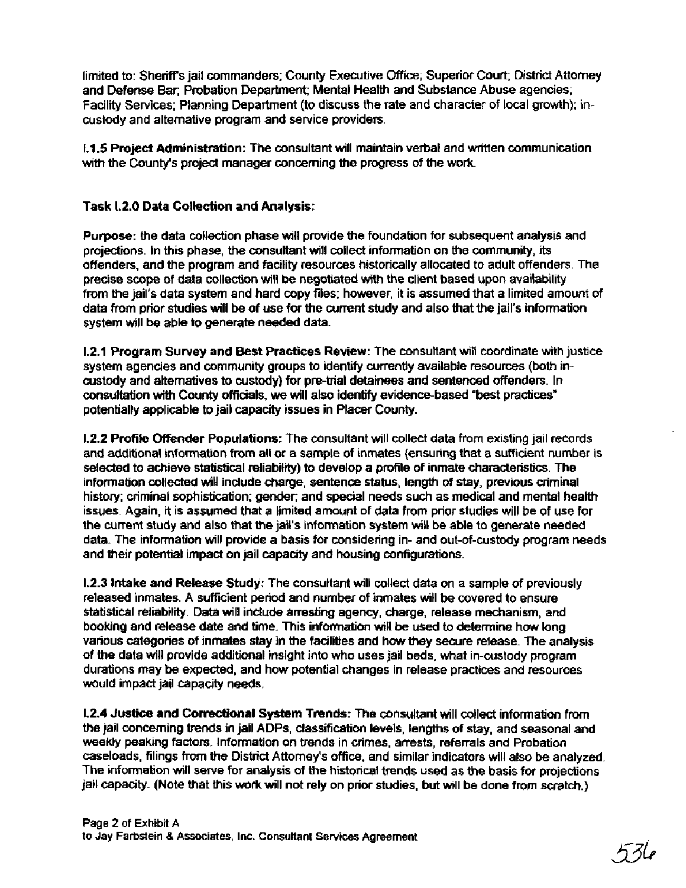limited to: Sheriff's jail commanders; County Executive Office; Superior Court; District Attorney and Defense Bar; Probation Department; Mental Health and Substance Abuse agencies; Facility Services; Planning Department (to discuss the rate and character of local growth); in-custody and alternative program and service providers.

**I.1.5 Project Administration:** The consultant will maintain verbal and written communication with the County's project manager concerning the progress of the work.

**Task I.2.0 Data Collection and Analysis:**

**Purpose:** the data collection phase will provide the foundation for subsequent analysis and projections. In this phase, the consultant will collect information on the community, its offenders, and the program and facility resources historically allocated to adult offenders. The precise scope of data collection will be negotiated with the client based upon availability from the jail's data system and hard copy files; however, it is assumed that a limited amount of data from prior studies will be of use for the current study and also that the jail's information system will be able to generate needed data.

**I.2.1 Program Survey and Best Practices Review:** The consultant will coordinate with justice system agencies and community groups to identify currently available resources (both in-custody and alternatives to custody) for pre-trial detainees and sentenced offenders. In consultation with County officials, we will also identify evidence-based "best practices" potentially applicable to jail capacity issues in Placer County.

**I.2.2 Profile Offender Populations:** The consultant will collect data from existing jail records and additional information from all or a sample of inmates (ensuring that a sufficient number is selected to achieve statistical reliability) to develop a profile of inmate characteristics. The information collected will include charge, sentence status, length of stay, previous criminal history; criminal sophistication; gender; and special needs such as medical and mental health issues. Again, it is assumed that a limited amount of data from prior studies will be of use for the current study and also that the jail's information system will be able to generate needed data. The information will provide a basis for considering in- and out-of-custody program needs and their potential impact on jail capacity and housing configurations.

**I.2.3 Intake and Release Study:** The consultant will collect data on a sample of previously released inmates. A sufficient period and number of inmates will be covered to ensure statistical reliability. Data will include arresting agency, charge, release mechanism, and booking and release date and time. This information will be used to determine how long various categories of inmates stay in the facilities and how they secure release. The analysis of the data will provide additional insight into who uses jail beds, what in-custody program durations may be expected, and how potential changes in release practices and resources would impact jail capacity needs.

**I.2.4 Justice and Correctional System Trends:** The consultant will collect information from the jail concerning trends in jail ADPs, classification levels, lengths of stay, and seasonal and weekly peaking factors. Information on trends in crimes, arrests, referrals and Probation caseloads, filings from the District Attorney's office, and similar indicators will also be analyzed. The information will serve for analysis of the historical trends used as the basis for projections jail capacity. (Note that this work will not rely on prior studies, but will be done from scratch.)

Page 2 of Exhibit A
to Jay Farbstein & Associates, Inc. Consultant Services Agreement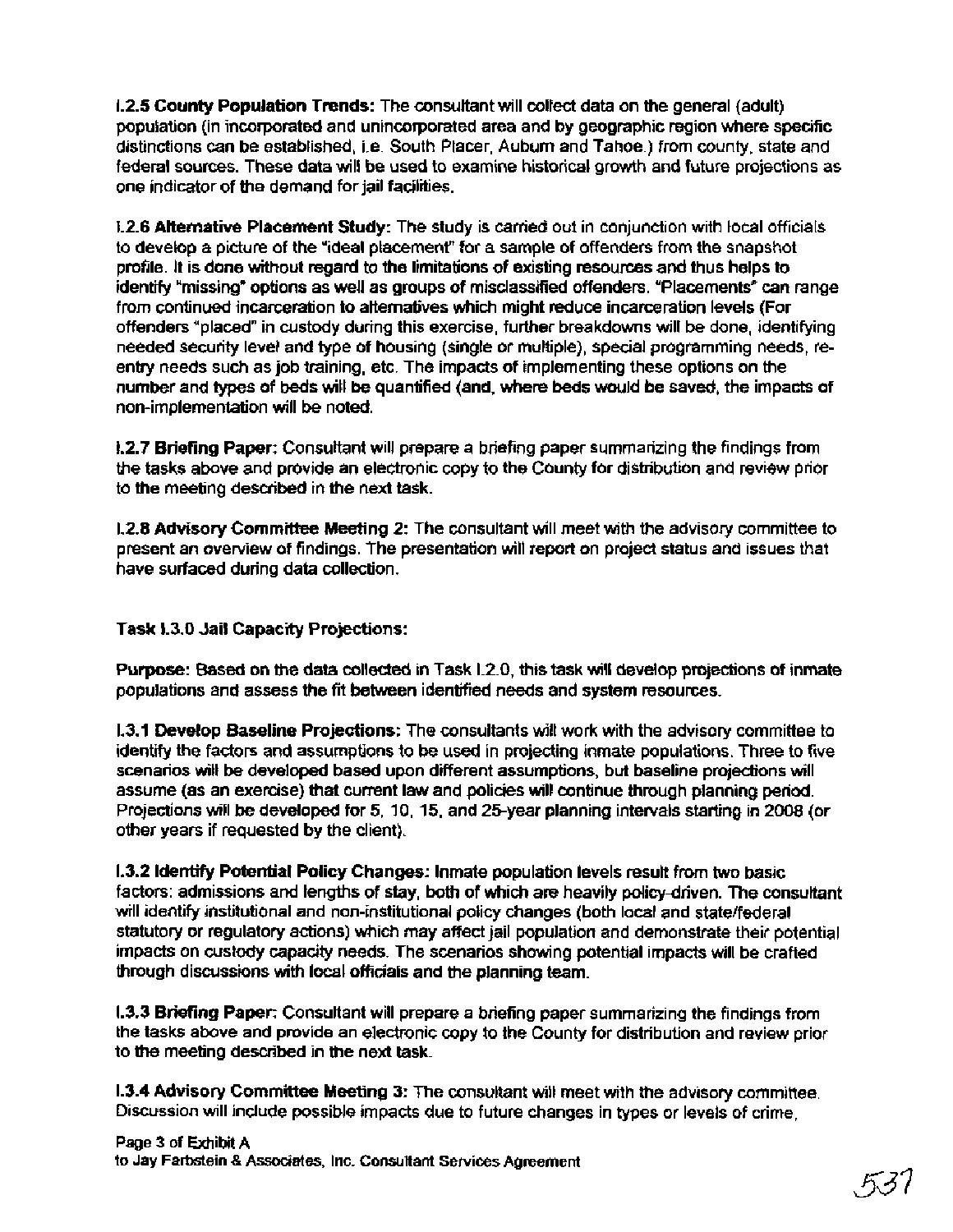**I.2.5 County Population Trends:** The consultant will collect data on the general (adult) population (in incorporated and unincorporated area and by geographic region where specific distinctions can be established, i.e. South Placer, Auburn and Tahoe.) from county, state and federal sources. These data will be used to examine historical growth and future projections as one indicator of the demand for jail facilities.

**I.2.6 Alternative Placement Study:** The study is carried out in conjunction with local officials to develop a picture of the "ideal placement" for a sample of offenders from the snapshot profile. It is done without regard to the limitations of existing resources and thus helps to identify "missing" options as well as groups of misclassified offenders. "Placements" can range from continued incarceration to alternatives which might reduce incarceration levels (For offenders "placed" in custody during this exercise, further breakdowns will be done, identifying needed security level and type of housing (single or multiple), special programming needs, re-entry needs such as job training, etc. The impacts of implementing these options on the number and types of beds will be quantified (and, where beds would be saved, the impacts of non-implementation will be noted.

**I.2.7 Briefing Paper:** Consultant will prepare a briefing paper summarizing the findings from the tasks above and provide an electronic copy to the County for distribution and review prior to the meeting described in the next task.

**I.2.8 Advisory Committee Meeting 2:** The consultant will meet with the advisory committee to present an overview of findings. The presentation will report on project status and issues that have surfaced during data collection.

**Task I.3.0 Jail Capacity Projections:**

**Purpose:** Based on the data collected in Task I.2.0, this task will develop projections of inmate populations and assess the fit between identified needs and system resources.

**I.3.1 Develop Baseline Projections:** The consultants will work with the advisory committee to identify the factors and assumptions to be used in projecting inmate populations. Three to five scenarios will be developed based upon different assumptions, but baseline projections will assume (as an exercise) that current law and policies will continue through planning period. Projections will be developed for 5, 10, 15, and 25-year planning intervals starting in 2008 (or other years if requested by the client).

**I.3.2 Identify Potential Policy Changes:** Inmate population levels result from two basic factors: admissions and lengths of stay, both of which are heavily policy-driven. The consultant will identify institutional and non-institutional policy changes (both local and state/federal statutory or regulatory actions) which may affect jail population and demonstrate their potential impacts on custody capacity needs. The scenarios showing potential impacts will be crafted through discussions with local officials and the planning team.

**I.3.3 Briefing Paper:** Consultant will prepare a briefing paper summarizing the findings from the tasks above and provide an electronic copy to the County for distribution and review prior to the meeting described in the next task.

**I.3.4 Advisory Committee Meeting 3:** The consultant will meet with the advisory committee. Discussion will include possible impacts due to future changes in types or levels of crime,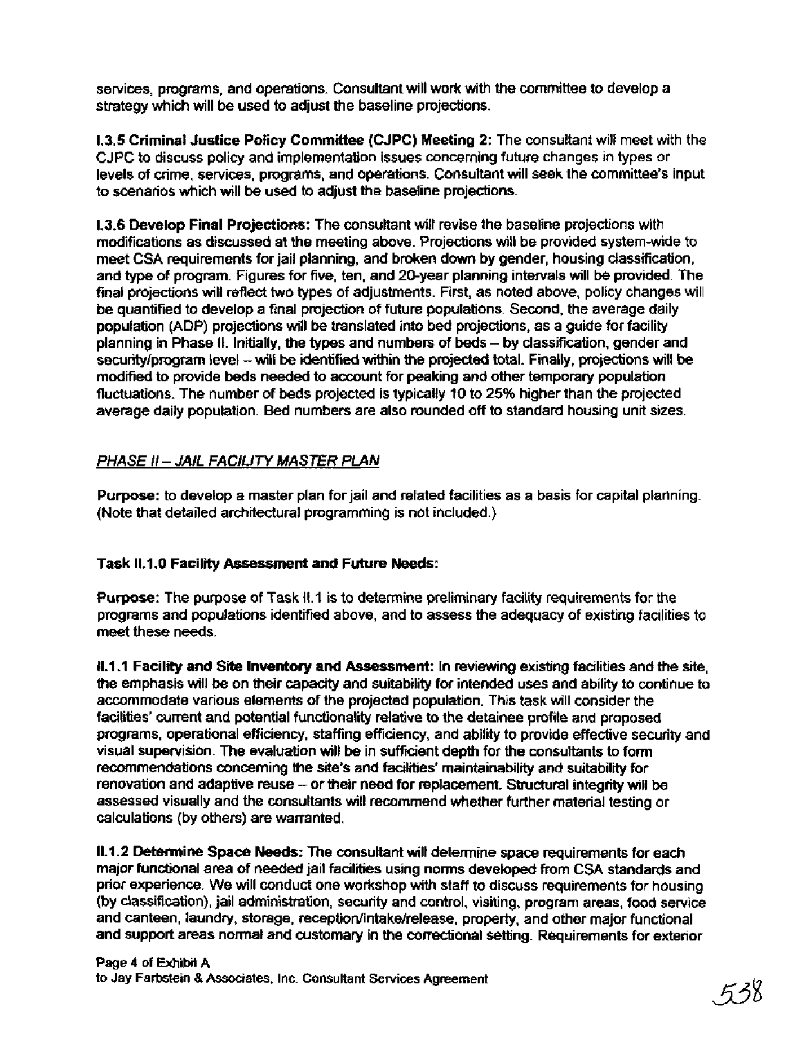services, programs, and operations. Consultant will work with the committee to develop a strategy which will be used to adjust the baseline projections.

**I.3.5 Criminal Justice Policy Committee (CJPC) Meeting 2:** The consultant will meet with the CJPC to discuss policy and implementation issues concerning future changes in types or levels of crime, services, programs, and operations. Consultant will seek the committee's input to scenarios which will be used to adjust the baseline projections.

**I.3.6 Develop Final Projections:** The consultant will revise the baseline projections with modifications as discussed at the meeting above. Projections will be provided system-wide to meet CSA requirements for jail planning, and broken down by gender, housing classification, and type of program. Figures for five, ten, and 20-year planning intervals will be provided. The final projections will reflect two types of adjustments. First, as noted above, policy changes will be quantified to develop a final projection of future populations. Second, the average daily population (ADP) projections will be translated into bed projections, as a guide for facility planning in Phase II. Initially, the types and numbers of beds – by classification, gender and security/program level – will be identified within the projected total. Finally, projections will be modified to provide beds needed to account for peaking and other temporary population fluctuations. The number of beds projected is typically 10 to 25% higher than the projected average daily population. Bed numbers are also rounded off to standard housing unit sizes.

## *PHASE II – JAIL FACILITY MASTER PLAN*

**Purpose:** to develop a master plan for jail and related facilities as a basis for capital planning. (Note that detailed architectural programming is not included.)

### Task II.1.0 Facility Assessment and Future Needs:

**Purpose:** The purpose of Task II.1 is to determine preliminary facility requirements for the programs and populations identified above, and to assess the adequacy of existing facilities to meet these needs.

**II.1.1 Facility and Site Inventory and Assessment:** In reviewing existing facilities and the site, the emphasis will be on their capacity and suitability for intended uses and ability to continue to accommodate various elements of the projected population. This task will consider the facilities' current and potential functionality relative to the detainee profile and proposed programs, operational efficiency, staffing efficiency, and ability to provide effective security and visual supervision. The evaluation will be in sufficient depth for the consultants to form recommendations concerning the site's and facilities' maintainability and suitability for renovation and adaptive reuse – or their need for replacement. Structural integrity will be assessed visually and the consultants will recommend whether further material testing or calculations (by others) are warranted.

**II.1.2 Determine Space Needs:** The consultant will determine space requirements for each major functional area of needed jail facilities using norms developed from CSA standards and prior experience. We will conduct one workshop with staff to discuss requirements for housing (by classification), jail administration, security and control, visiting, program areas, food service and canteen, laundry, storage, reception/intake/release, property, and other major functional and support areas normal and customary in the correctional setting. Requirements for exterior

Page 4 of Exhibit A
to Jay Farbstein & Associates, Inc. Consultant Services Agreement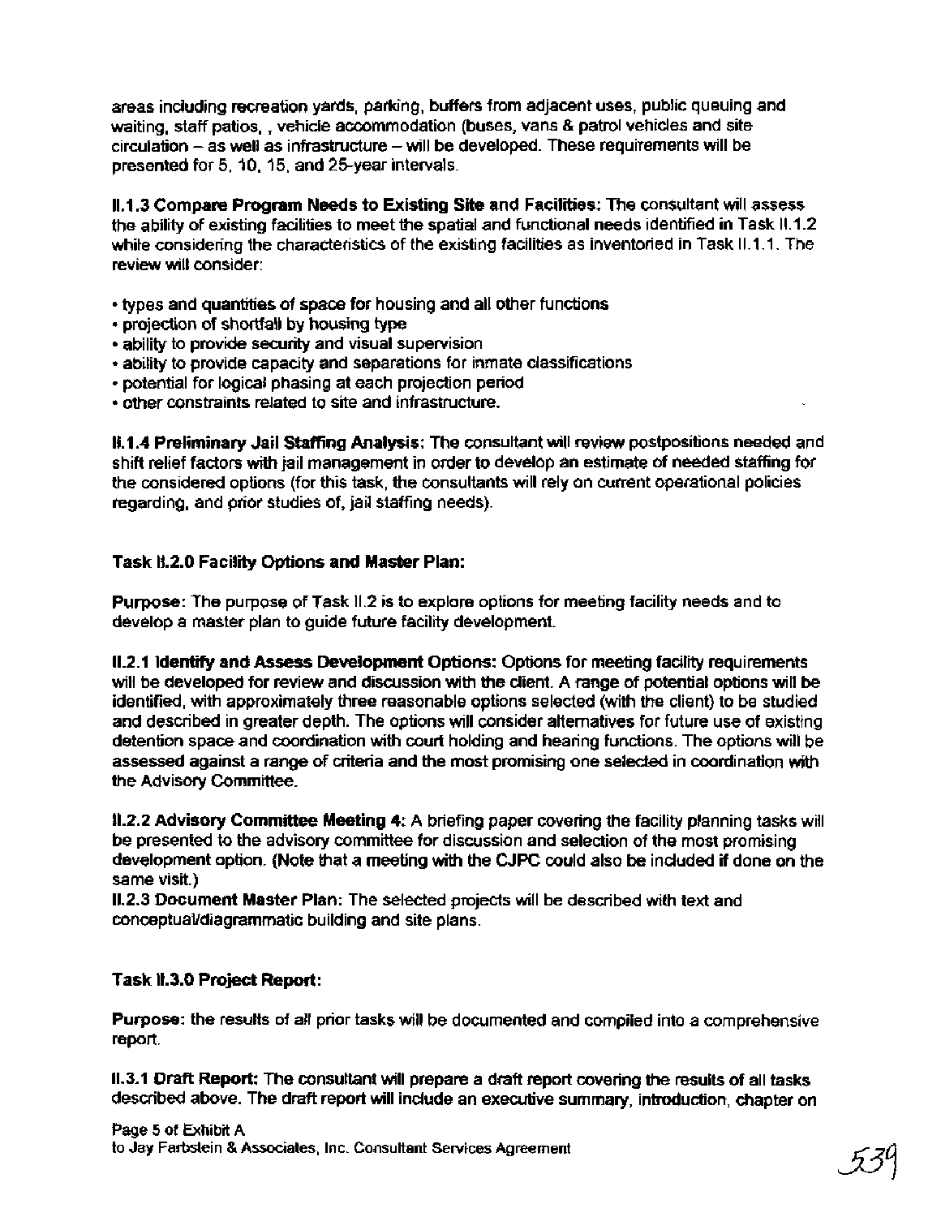areas including recreation yards, parking, buffers from adjacent uses, public queuing and waiting, staff patios, , vehicle accommodation (buses, vans & patrol vehicles and site circulation – as well as infrastructure – will be developed. These requirements will be presented for 5, 10, 15, and 25-year intervals.

**II.1.3 Compare Program Needs to Existing Site and Facilities:** The consultant will assess the ability of existing facilities to meet the spatial and functional needs identified in Task II.1.2 while considering the characteristics of the existing facilities as inventoried in Task II.1.1. The review will consider:

- types and quantities of space for housing and all other functions
- projection of shortfall by housing type
- ability to provide security and visual supervision
- ability to provide capacity and separations for inmate classifications
- potential for logical phasing at each projection period
- other constraints related to site and infrastructure.

**II.1.4 Preliminary Jail Staffing Analysis:** The consultant will review postpositions needed and shift relief factors with jail management in order to develop an estimate of needed staffing for the considered options (for this task, the consultants will rely on current operational policies regarding, and prior studies of, jail staffing needs).

### Task II.2.0 Facility Options and Master Plan:

**Purpose:** The purpose of Task II.2 is to explore options for meeting facility needs and to develop a master plan to guide future facility development.

**II.2.1 Identify and Assess Development Options:** Options for meeting facility requirements will be developed for review and discussion with the client. A range of potential options will be identified, with approximately three reasonable options selected (with the client) to be studied and described in greater depth. The options will consider alternatives for future use of existing detention space and coordination with court holding and hearing functions. The options will be assessed against a range of criteria and the most promising one selected in coordination with the Advisory Committee.

**II.2.2 Advisory Committee Meeting 4:** A briefing paper covering the facility planning tasks will be presented to the advisory committee for discussion and selection of the most promising development option. (Note that a meeting with the CJPC could also be included if done on the same visit.)

**II.2.3 Document Master Plan:** The selected projects will be described with text and conceptual/diagrammatic building and site plans.

### Task II.3.0 Project Report:

**Purpose:** the results of all prior tasks will be documented and compiled into a comprehensive report.

**II.3.1 Draft Report:** The consultant will prepare a draft report covering the results of all tasks described above. The draft report will include an executive summary, introduction, chapter on

Page 5 of Exhibit A
to Jay Farbstein & Associates, Inc. Consultant Services Agreement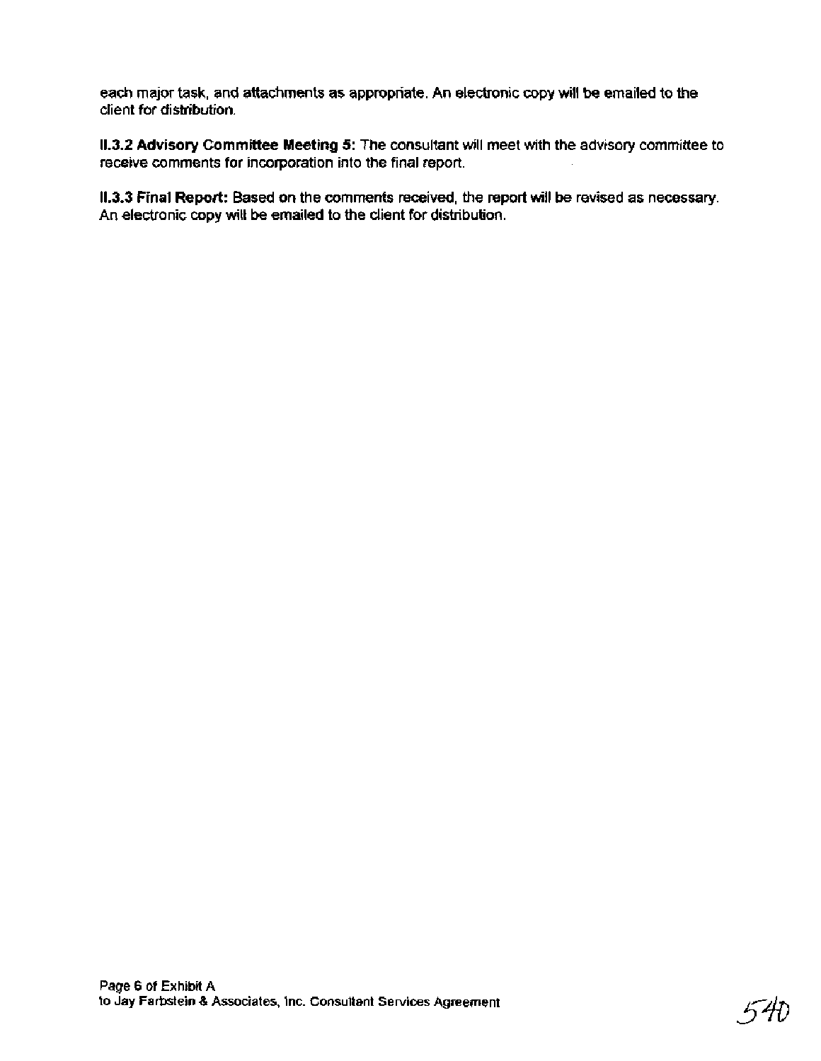each major task, and attachments as appropriate. An electronic copy will be emailed to the client for distribution.

**II.3.2 Advisory Committee Meeting 5:** The consultant will meet with the advisory committee to receive comments for incorporation into the final report.

**II.3.3 Final Report:** Based on the comments received, the report will be revised as necessary. An electronic copy will be emailed to the client for distribution.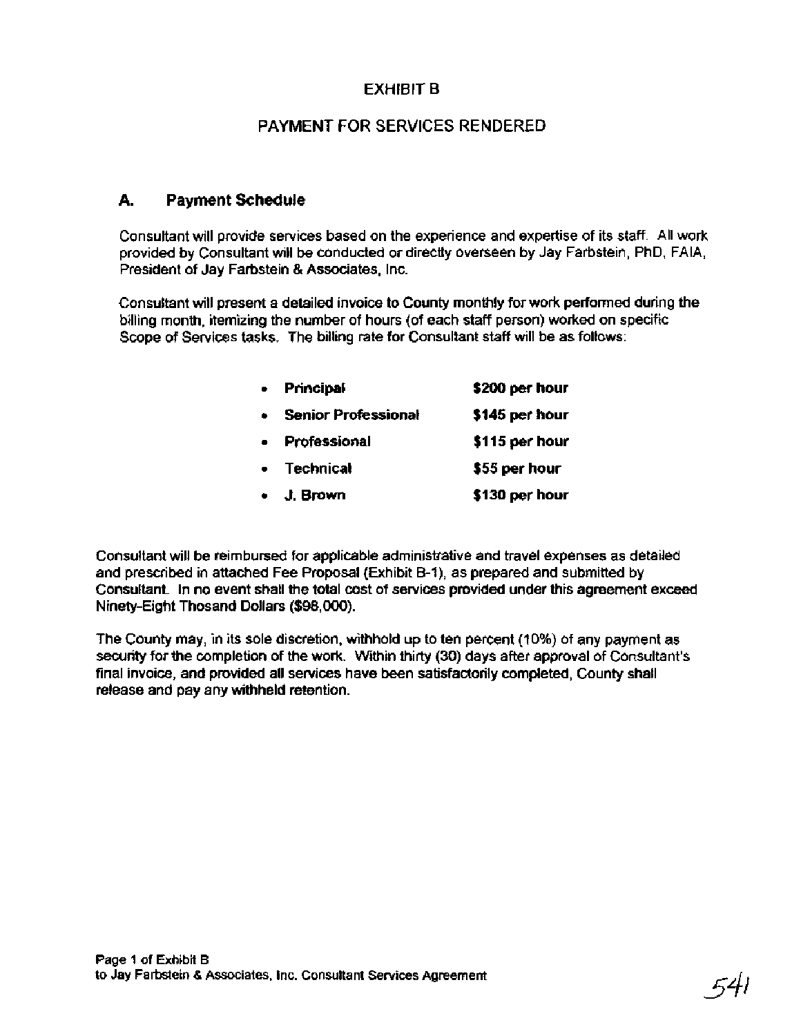# EXHIBIT B

## PAYMENT FOR SERVICES RENDERED

### A. Payment Schedule

Consultant will provide services based on the experience and expertise of its staff. All work provided by Consultant will be conducted or directly overseen by Jay Farbstein, PhD, FAIA, President of Jay Farbstein & Associates, Inc.

Consultant will present a detailed invoice to County monthly for work performed during the billing month, itemizing the number of hours (of each staff person) worked on specific Scope of Services tasks. The billing rate for Consultant staff will be as follows:

- **Principal** — **$200 per hour**
- **Senior Professional** — **$145 per hour**
- **Professional** — **$115 per hour**
- **Technical** — **$55 per hour**
- **J. Brown** — **$130 per hour**

Consultant will be reimbursed for applicable administrative and travel expenses as detailed and prescribed in attached Fee Proposal (Exhibit B-1), as prepared and submitted by Consultant. In no event shall the total cost of services provided under this agreement exceed Ninety-Eight Thosand Dollars ($98,000).

The County may, in its sole discretion, withhold up to ten percent (10%) of any payment as security for the completion of the work. Within thirty (30) days after approval of Consultant's final invoice, and provided all services have been satisfactorily completed, County shall release and pay any withheld retention.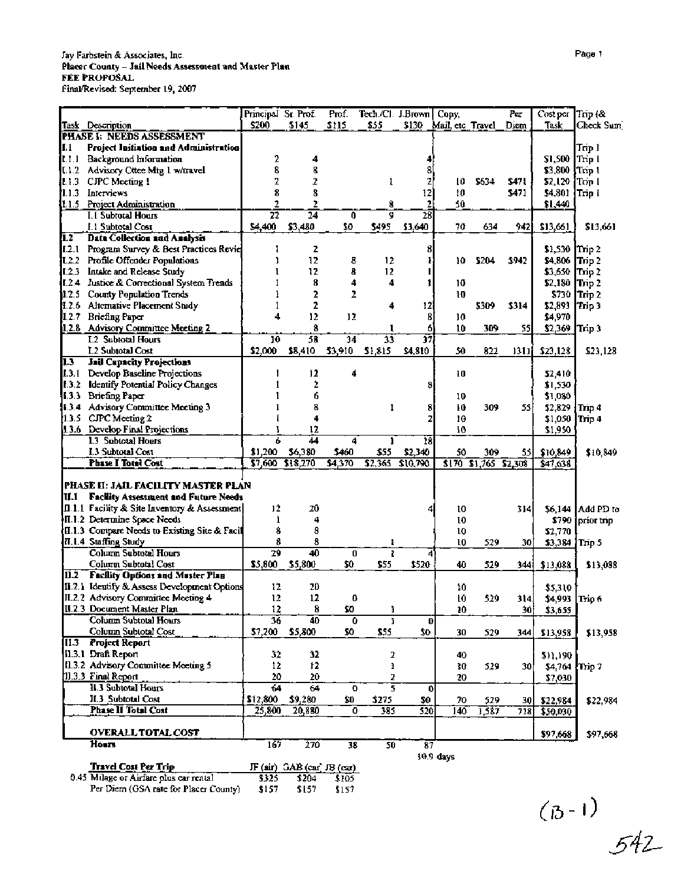Jay Farbstein & Associates, Inc.
Placer County – Jail Needs Assessment and Master Plan
**FEE PROPOSAL**
Final/Revised: September 19, 2007

| Task | Description | Principal $200 | Sr. Prof. $145 | Prof. $115 | Tech./Cl. $55 | J.Brown $130 | Copy, Mail, etc. | Travel | Per Diem | Cost per Task | Trip (& Check Sum) |
|---|---|---|---|---|---|---|---|---|---|---|---|
| **PHASE I: NEEDS ASSESSMENT** | | | | | | | | | | | |
| **I.1** | **Project Initiation and Administration** | | | | | | | | | | Trip 1 |
| I.1.1 | Background Information | 2 | 4 | | | 4 | | | | $1,500 | Trip 1 |
| I.1.2 | Advisory Cttee Mtg 1 w/travel | 8 | 8 | | | 8 | | | | $3,800 | Trip 1 |
| I.1.3 | CJPC Meeting 1 | 2 | 2 | | 1 | 2 | 10 | $634 | $471 | $2,120 | Trip 1 |
| I.1.3 | Interviews | 8 | 8 | | | 12 | 10 | | $471 | $4,801 | Trip 1 |
| I.1.5 | Project Administration | 2 | 2 | | 8 | 2 | 50 | | | $1,440 | |
| | I.1 Subtotal Hours | 22 | 24 | 0 | 9 | 28 | | | | | |
| | I.1 Subtotal Cost | $4,400 | $3,480 | $0 | $495 | $3,640 | 70 | 634 | 942 | $13,661 | $13,661 |
| **I.2** | **Data Collection and Analysis** | | | | | | | | | | |
| I.2.1 | Program Survey & Best Practices Revie | 1 | 2 | | | 8 | | | | $1,530 | Trip 2 |
| I.2.2 | Profile Offender Populations | 1 | 12 | 8 | 12 | 1 | 10 | $204 | $942 | $4,806 | Trip 2 |
| I.2.3 | Intake and Release Study | 1 | 12 | 8 | 12 | 1 | | | | $3,650 | Trip 2 |
| I.2.4 | Justice & Correctional System Trends | 1 | 8 | 4 | 4 | 1 | 10 | | | $2,180 | Trip 2 |
| I.2.5 | County Population Trends | 1 | 2 | 2 | | | 10 | | | $730 | Trip 2 |
| I.2.6 | Alternative Placement Study | 1 | 2 | | 4 | 12 | | $309 | $314 | $2,893 | Trip 3 |
| I.2.7 | Briefing Paper | 4 | 12 | 12 | | 8 | 10 | | | $4,970 | |
| I.2.8 | Advisory Committee Meeting 2 | | 8 | | 1 | 6 | 10 | 309 | 55 | $2,369 | Trip 3 |
| | I.2 Subtotal Hours | 10 | 58 | 34 | 33 | 37 | | | | | |
| | I.2 Subtotal Cost | $2,000 | $8,410 | $3,910 | $1,815 | $4,810 | 50 | 822 | 1311 | $23,128 | $23,128 |
| **I.3** | **Jail Capacity Projections** | | | | | | | | | | |
| I.3.1 | Develop Baseline Projections | 1 | 12 | 4 | | | 10 | | | $2,410 | |
| I.3.2 | Identify Potential Policy Changes | 1 | 2 | | | 8 | | | | $1,530 | |
| I.3.3 | Briefing Paper | 1 | 6 | | | | 10 | | | $1,080 | |
| I.3.4 | Advisory Committee Meeting 3 | 1 | 8 | | 1 | 8 | 10 | 309 | 55 | $2,829 | Trip 4 |
| I.3.5 | CJPC Meeting 2 | 1 | 4 | | | 2 | 10 | | | $1,050 | Trip 4 |
| I.3.6 | Develop Final Projections | 1 | 12 | | | | 10 | | | $1,950 | |
| | I.3 Subtotal Hours | 6 | 44 | 4 | 1 | 18 | | | | | |
| | I.3 Subtotal Cost | $1,200 | $6,380 | $460 | $55 | $2,340 | 50 | 309 | 55 | $10,849 | $10,849 |
| | **Phase I Total Cost** | $7,600 | $18,270 | $4,370 | $2,365 | $10,790 | $170 | $1,765 | $2,308 | $47,638 | |
| **PHASE II: JAIL FACILITY MASTER PLAN** | | | | | | | | | | | |
| **II.1** | **Facility Assessment and Future Needs** | | | | | | | | | | |
| II.1.1 | Facility & Site Inventory & Assessment | 12 | 20 | | | 4 | 10 | | 314 | $6,144 | Add PD to |
| II.1.2 | Determine Space Needs | 1 | 4 | | | | 10 | | | $790 | prior trip |
| II.1.3 | Compare Needs to Existing Site & Facil | 8 | 8 | | | | 10 | | | $2,770 | |
| II.1.4 | Staffing Study | 8 | 8 | | 1 | | 10 | 529 | 30 | $3,384 | Trip 5 |
| | Column Subtotal Hours | 29 | 40 | 0 | 1 | 4 | | | | | |
| | Column Subtotal Cost | $5,800 | $5,800 | $0 | $55 | $520 | 40 | 529 | 344 | $13,088 | $13,088 |
| **II.2** | **Facility Options and Master Plan** | | | | | | | | | | |
| II.2.1 | Identify & Assess Development Options | 12 | 20 | | | | 10 | | | $5,310 | |
| II.2.2 | Advisory Committee Meeting 4 | 12 | 12 | 0 | | | 10 | 529 | 314 | $4,993 | Trip 6 |
| II.2.3 | Document Master Plan | 12 | 8 | $0 | 1 | | 10 | | 30 | $3,655 | |
| | Column Subtotal Hours | 36 | 40 | 0 | 1 | 0 | | | | | |
| | Column Subtotal Cost | $7,200 | $5,800 | $0 | $55 | $0 | 30 | 529 | 344 | $13,958 | $13,958 |
| **II.3** | **Project Report** | | | | | | | | | | |
| II.3.1 | Draft Report | 32 | 32 | | 2 | | 40 | | | $11,190 | |
| II.3.2 | Advisory Committee Meeting 5 | 12 | 12 | | 1 | | 10 | 529 | 30 | $4,764 | Trip 7 |
| II.3.3 | Final Report | 20 | 20 | | 2 | | 20 | | | $7,030 | |
| | II.3 Subtotal Hours | 64 | 64 | 0 | 5 | 0 | | | | | |
| | II.3 Subtotal Cost | $12,800 | $9,280 | $0 | $275 | $0 | 70 | 529 | 30 | $22,984 | $22,984 |
| | **Phase II Total Cost** | 25,800 | 20,880 | 0 | 385 | 520 | 140 | 1,587 | 718 | $50,030 | |
| | **OVERALL TOTAL COST** | | | | | | | | | $97,668 | $97,668 |
| | **Hours** | 167 | 270 | 38 | 50 | 87 | | | | | |

10.9 days

| | **Travel Cost Per Trip** | JF (air) | GAB (car) | JB (car) |
|---|---|---|---|---|
| 0.45 | Milage or Airfare plus car rental | $325 | $204 | $105 |
| | Per Diem (GSA rate for Placer County) | $157 | $157 | $157 |

(B-1)

542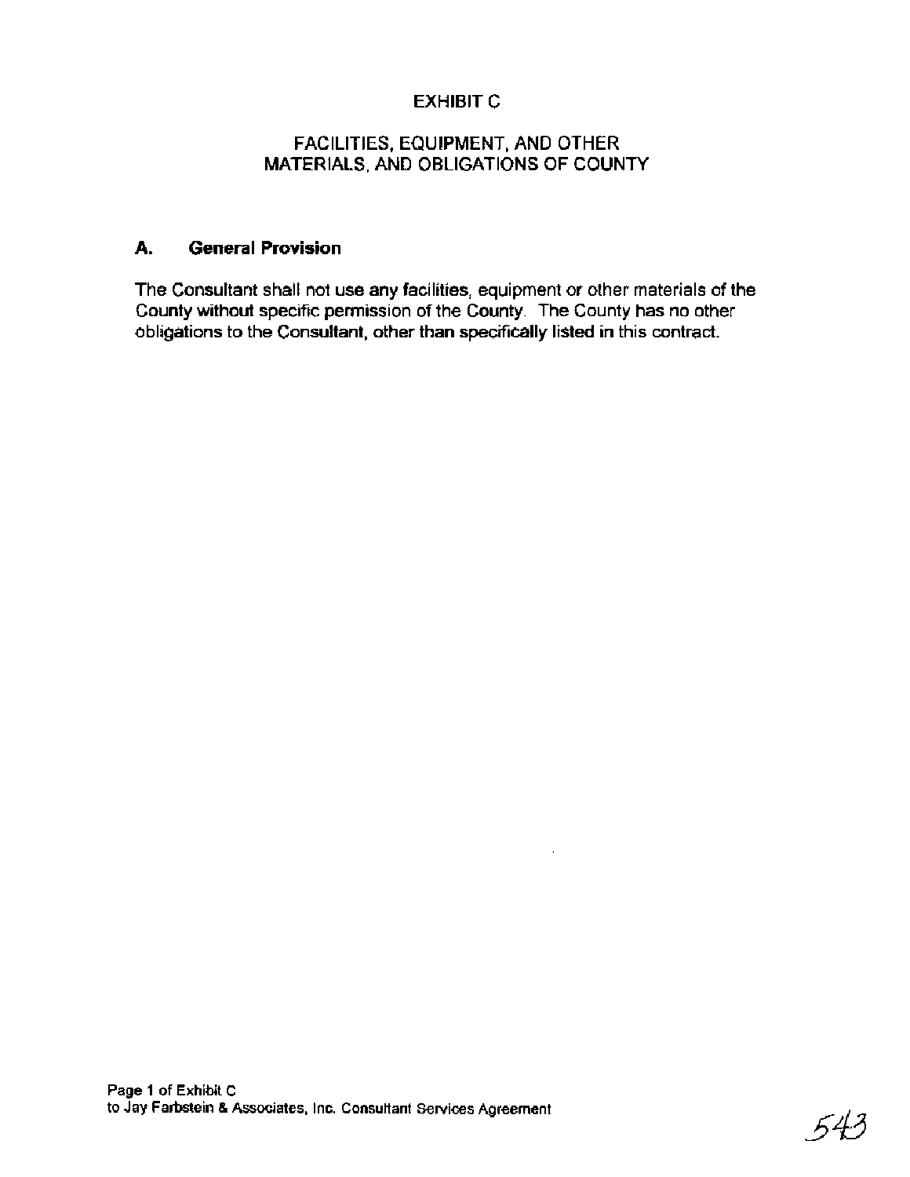# EXHIBIT C

## FACILITIES, EQUIPMENT, AND OTHER MATERIALS, AND OBLIGATIONS OF COUNTY

### A. General Provision

The Consultant shall not use any facilities, equipment or other materials of the County without specific permission of the County. The County has no other obligations to the Consultant, other than specifically listed in this contract.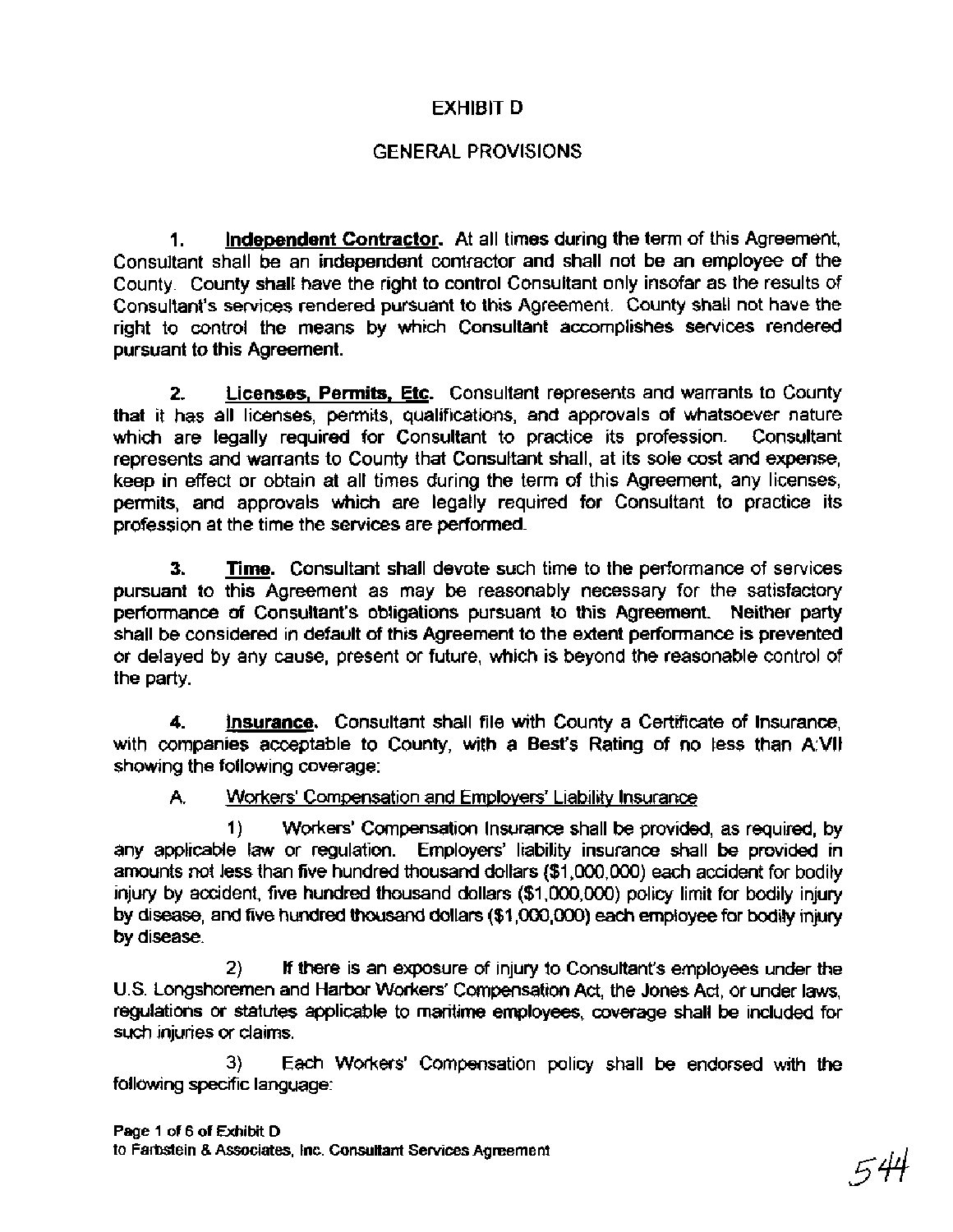# EXHIBIT D

## GENERAL PROVISIONS

1. **Independent Contractor.** At all times during the term of this Agreement, Consultant shall be an independent contractor and shall not be an employee of the County. County shall have the right to control Consultant only insofar as the results of Consultant's services rendered pursuant to this Agreement. County shall not have the right to control the means by which Consultant accomplishes services rendered pursuant to this Agreement.

2. **Licenses, Permits, Etc.** Consultant represents and warrants to County that it has all licenses, permits, qualifications, and approvals of whatsoever nature which are legally required for Consultant to practice its profession. Consultant represents and warrants to County that Consultant shall, at its sole cost and expense, keep in effect or obtain at all times during the term of this Agreement, any licenses, permits, and approvals which are legally required for Consultant to practice its profession at the time the services are performed.

3. **Time.** Consultant shall devote such time to the performance of services pursuant to this Agreement as may be reasonably necessary for the satisfactory performance of Consultant's obligations pursuant to this Agreement. Neither party shall be considered in default of this Agreement to the extent performance is prevented or delayed by any cause, present or future, which is beyond the reasonable control of the party.

4. **Insurance.** Consultant shall file with County a Certificate of Insurance, with companies acceptable to County, with a Best's Rating of no less than A:VII showing the following coverage:

   A. Workers' Compensation and Employers' Liability Insurance

      1) Workers' Compensation Insurance shall be provided, as required, by any applicable law or regulation. Employers' liability insurance shall be provided in amounts not less than five hundred thousand dollars ($1,000,000) each accident for bodily injury by accident, five hundred thousand dollars ($1,000,000) policy limit for bodily injury by disease, and five hundred thousand dollars ($1,000,000) each employee for bodily injury by disease.

      2) If there is an exposure of injury to Consultant's employees under the U.S. Longshoremen and Harbor Workers' Compensation Act, the Jones Act, or under laws, regulations or statutes applicable to maritime employees, coverage shall be included for such injuries or claims.

      3) Each Workers' Compensation policy shall be endorsed with the following specific language:

Page 1 of 6 of Exhibit D
to Farbstein & Associates, Inc. Consultant Services Agreement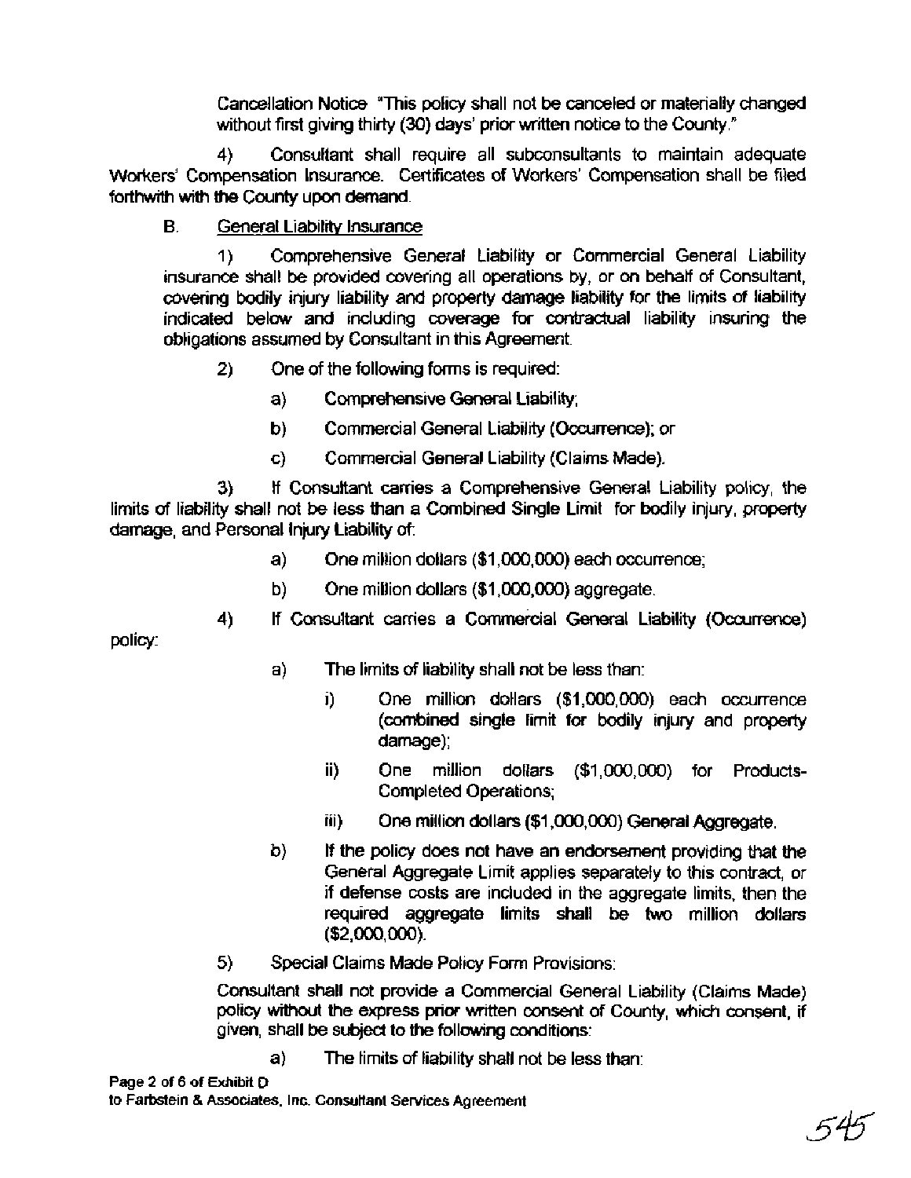Cancellation Notice "This policy shall not be canceled or materially changed without first giving thirty (30) days' prior written notice to the County."

4) Consultant shall require all subconsultants to maintain adequate Workers' Compensation Insurance. Certificates of Workers' Compensation shall be filed forthwith with the County upon demand.

B. <u>General Liability Insurance</u>

1) Comprehensive General Liability or Commercial General Liability insurance shall be provided covering all operations by, or on behalf of Consultant, covering bodily injury liability and property damage liability for the limits of liability indicated below and including coverage for contractual liability insuring the obligations assumed by Consultant in this Agreement.

2) One of the following forms is required:

a) Comprehensive General Liability;

b) Commercial General Liability (Occurrence); or

c) Commercial General Liability (Claims Made).

3) If Consultant carries a Comprehensive General Liability policy, the limits of liability shall not be less than a Combined Single Limit for bodily injury, property damage, and Personal Injury Liability of:

a) One million dollars ($1,000,000) each occurrence;

b) One million dollars ($1,000,000) aggregate.

4) If Consultant carries a Commercial General Liability (Occurrence) policy:

a) The limits of liability shall not be less than:

i) One million dollars ($1,000,000) each occurrence (combined single limit for bodily injury and property damage);

ii) One million dollars ($1,000,000) for Products-Completed Operations;

iii) One million dollars ($1,000,000) General Aggregate.

b) If the policy does not have an endorsement providing that the General Aggregate Limit applies separately to this contract, or if defense costs are included in the aggregate limits, then the required aggregate limits shall be two million dollars ($2,000,000).

5) Special Claims Made Policy Form Provisions:

Consultant shall not provide a Commercial General Liability (Claims Made) policy without the express prior written consent of County, which consent, if given, shall be subject to the following conditions:

a) The limits of liability shall not be less than:

Page 2 of 6 of Exhibit D
to Farbstein & Associates, Inc. Consultant Services Agreement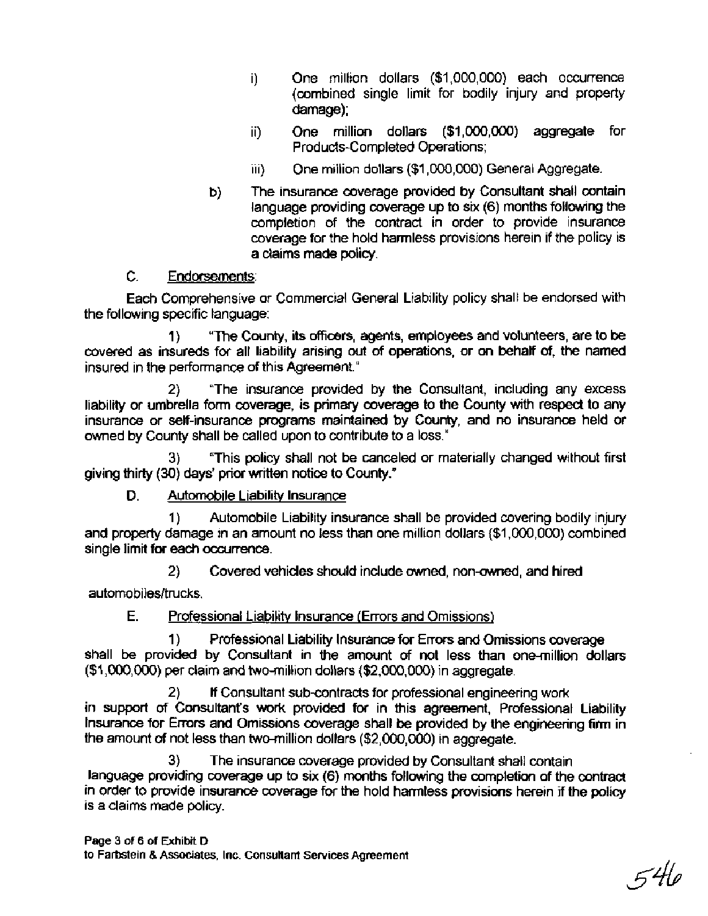i) One million dollars ($1,000,000) each occurrence (combined single limit for bodily injury and property damage);

ii) One million dollars ($1,000,000) aggregate for Products-Completed Operations;

iii) One million dollars ($1,000,000) General Aggregate.

b) The insurance coverage provided by Consultant shall contain language providing coverage up to six (6) months following the completion of the contract in order to provide insurance coverage for the hold harmless provisions herein if the policy is a claims made policy.

C. Endorsements:

Each Comprehensive or Commercial General Liability policy shall be endorsed with the following specific language:

1) "The County, its officers, agents, employees and volunteers, are to be covered as insureds for all liability arising out of operations, or on behalf of, the named insured in the performance of this Agreement."

2) "The insurance provided by the Consultant, including any excess liability or umbrella form coverage, is primary coverage to the County with respect to any insurance or self-insurance programs maintained by County, and no insurance held or owned by County shall be called upon to contribute to a loss."

3) "This policy shall not be canceled or materially changed without first giving thirty (30) days' prior written notice to County."

D. Automobile Liability Insurance

1) Automobile Liability insurance shall be provided covering bodily injury and property damage in an amount no less than one million dollars ($1,000,000) combined single limit for each occurrence.

2) Covered vehicles should include owned, non-owned, and hired automobiles/trucks.

E. Professional Liability Insurance (Errors and Omissions)

1) Professional Liability Insurance for Errors and Omissions coverage shall be provided by Consultant in the amount of not less than one-million dollars ($1,000,000) per claim and two-million dollars ($2,000,000) in aggregate.

2) If Consultant sub-contracts for professional engineering work in support of Consultant's work provided for in this agreement, Professional Liability Insurance for Errors and Omissions coverage shall be provided by the engineering firm in the amount of not less than two-million dollars ($2,000,000) in aggregate.

3) The insurance coverage provided by Consultant shall contain language providing coverage up to six (6) months following the completion of the contract in order to provide insurance coverage for the hold harmless provisions herein if the policy is a claims made policy.

Page 3 of 6 of Exhibit D
to Farbstein & Associates, Inc. Consultant Services Agreement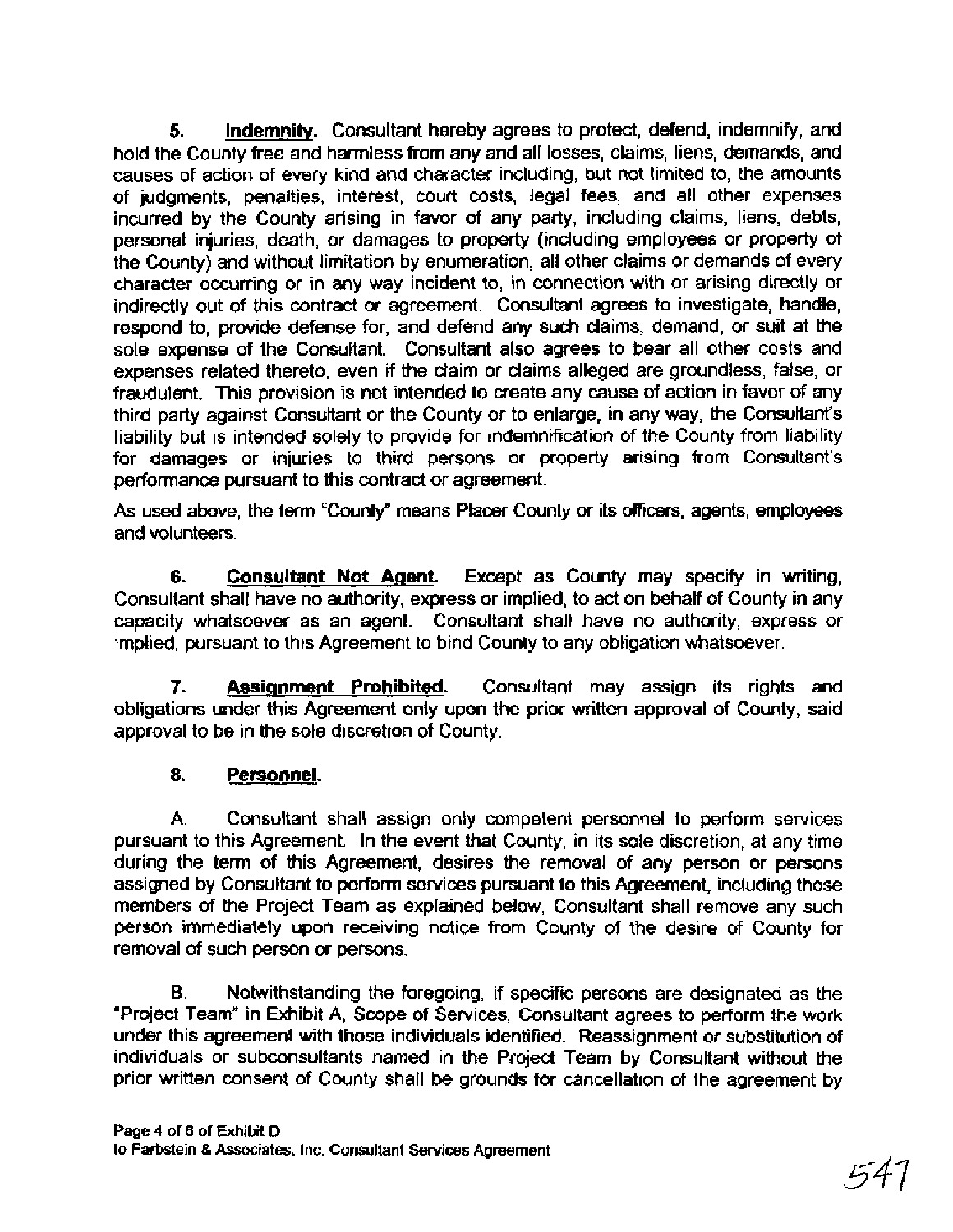**5. Indemnity.** Consultant hereby agrees to protect, defend, indemnify, and hold the County free and harmless from any and all losses, claims, liens, demands, and causes of action of every kind and character including, but not limited to, the amounts of judgments, penalties, interest, court costs, legal fees, and all other expenses incurred by the County arising in favor of any party, including claims, liens, debts, personal injuries, death, or damages to property (including employees or property of the County) and without limitation by enumeration, all other claims or demands of every character occurring or in any way incident to, in connection with or arising directly or indirectly out of this contract or agreement. Consultant agrees to investigate, handle, respond to, provide defense for, and defend any such claims, demand, or suit at the sole expense of the Consultant. Consultant also agrees to bear all other costs and expenses related thereto, even if the claim or claims alleged are groundless, false, or fraudulent. This provision is not intended to create any cause of action in favor of any third party against Consultant or the County or to enlarge, in any way, the Consultant's liability but is intended solely to provide for indemnification of the County from liability for damages or injuries to third persons or property arising from Consultant's performance pursuant to this contract or agreement.

As used above, the term "County" means Placer County or its officers, agents, employees and volunteers.

**6. Consultant Not Agent.** Except as County may specify in writing, Consultant shall have no authority, express or implied, to act on behalf of County in any capacity whatsoever as an agent. Consultant shall have no authority, express or implied, pursuant to this Agreement to bind County to any obligation whatsoever.

**7. Assignment Prohibited.** Consultant may assign its rights and obligations under this Agreement only upon the prior written approval of County, said approval to be in the sole discretion of County.

**8. Personnel.**

A. Consultant shall assign only competent personnel to perform services pursuant to this Agreement. In the event that County, in its sole discretion, at any time during the term of this Agreement, desires the removal of any person or persons assigned by Consultant to perform services pursuant to this Agreement, including those members of the Project Team as explained below, Consultant shall remove any such person immediately upon receiving notice from County of the desire of County for removal of such person or persons.

B. Notwithstanding the foregoing, if specific persons are designated as the "Project Team" in Exhibit A, Scope of Services, Consultant agrees to perform the work under this agreement with those individuals identified. Reassignment or substitution of individuals or subconsultants named in the Project Team by Consultant without the prior written consent of County shall be grounds for cancellation of the agreement by

Page 4 of 6 of Exhibit D
to Farbstein & Associates, Inc. Consultant Services Agreement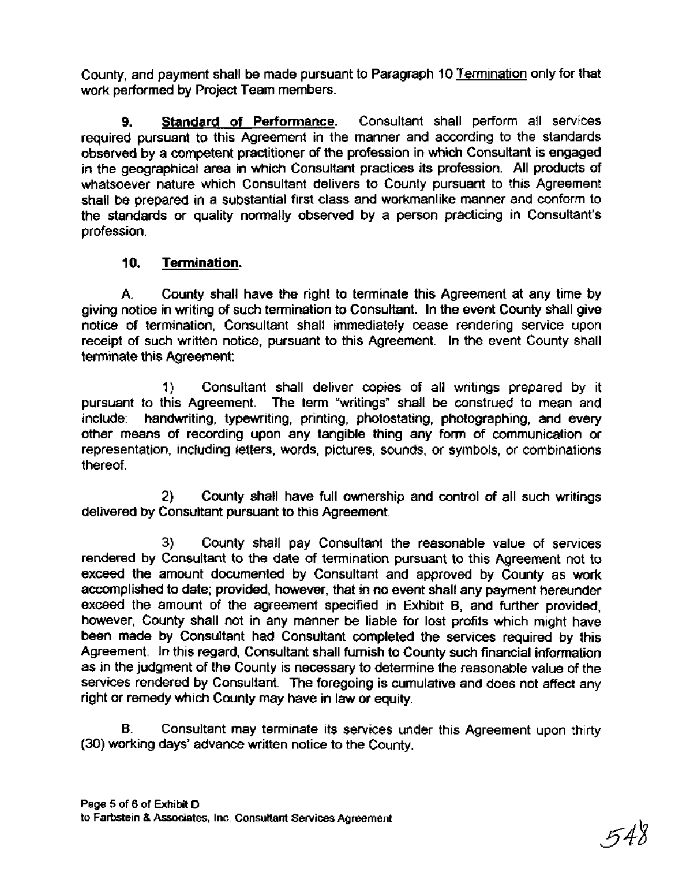County, and payment shall be made pursuant to Paragraph 10 Termination only for that work performed by Project Team members.

**9. Standard of Performance.** Consultant shall perform all services required pursuant to this Agreement in the manner and according to the standards observed by a competent practitioner of the profession in which Consultant is engaged in the geographical area in which Consultant practices its profession. All products of whatsoever nature which Consultant delivers to County pursuant to this Agreement shall be prepared in a substantial first class and workmanlike manner and conform to the standards or quality normally observed by a person practicing in Consultant's profession.

**10. Termination.**

A. County shall have the right to terminate this Agreement at any time by giving notice in writing of such termination to Consultant. In the event County shall give notice of termination, Consultant shall immediately cease rendering service upon receipt of such written notice, pursuant to this Agreement. In the event County shall terminate this Agreement:

1) Consultant shall deliver copies of all writings prepared by it pursuant to this Agreement. The term "writings" shall be construed to mean and include: handwriting, typewriting, printing, photostating, photographing, and every other means of recording upon any tangible thing any form of communication or representation, including letters, words, pictures, sounds, or symbols, or combinations thereof.

2) County shall have full ownership and control of all such writings delivered by Consultant pursuant to this Agreement.

3) County shall pay Consultant the reasonable value of services rendered by Consultant to the date of termination pursuant to this Agreement not to exceed the amount documented by Consultant and approved by County as work accomplished to date; provided, however, that in no event shall any payment hereunder exceed the amount of the agreement specified in Exhibit B, and further provided, however, County shall not in any manner be liable for lost profits which might have been made by Consultant had Consultant completed the services required by this Agreement. In this regard, Consultant shall furnish to County such financial information as in the judgment of the County is necessary to determine the reasonable value of the services rendered by Consultant. The foregoing is cumulative and does not affect any right or remedy which County may have in law or equity.

B. Consultant may terminate its services under this Agreement upon thirty (30) working days' advance written notice to the County.

Page 5 of 6 of Exhibit D
to Farbstein & Associates, Inc. Consultant Services Agreement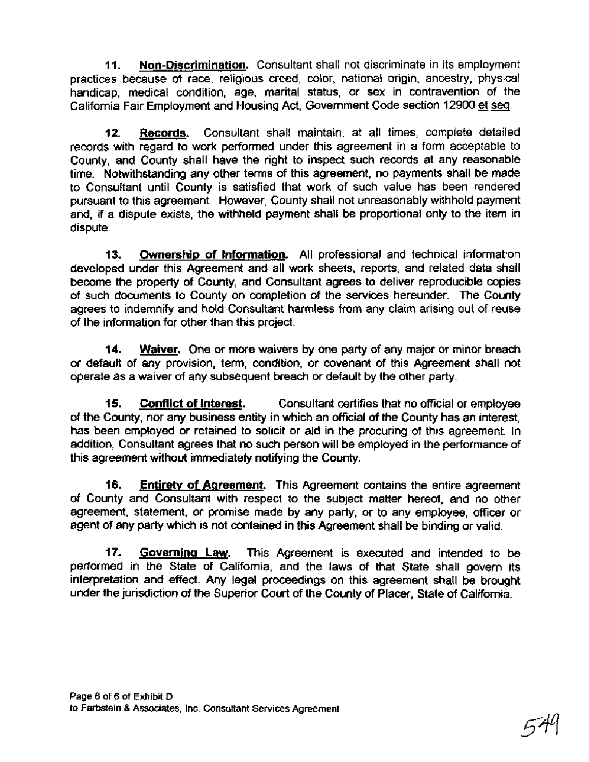11. **Non-Discrimination.** Consultant shall not discriminate in its employment practices because of race, religious creed, color, national origin, ancestry, physical handicap, medical condition, age, marital status, or sex in contravention of the California Fair Employment and Housing Act, Government Code section 12900 et seq.

12. **Records.** Consultant shall maintain, at all times, complete detailed records with regard to work performed under this agreement in a form acceptable to County, and County shall have the right to inspect such records at any reasonable time. Notwithstanding any other terms of this agreement, no payments shall be made to Consultant until County is satisfied that work of such value has been rendered pursuant to this agreement. However, County shall not unreasonably withhold payment and, if a dispute exists, the withheld payment shall be proportional only to the item in dispute.

13. **Ownership of Information.** All professional and technical information developed under this Agreement and all work sheets, reports, and related data shall become the property of County, and Consultant agrees to deliver reproducible copies of such documents to County on completion of the services hereunder. The County agrees to indemnify and hold Consultant harmless from any claim arising out of reuse of the information for other than this project.

14. **Waiver.** One or more waivers by one party of any major or minor breach or default of any provision, term, condition, or covenant of this Agreement shall not operate as a waiver of any subsequent breach or default by the other party.

15. **Conflict of Interest.** Consultant certifies that no official or employee of the County, nor any business entity in which an official of the County has an interest, has been employed or retained to solicit or aid in the procuring of this agreement. In addition, Consultant agrees that no such person will be employed in the performance of this agreement without immediately notifying the County.

16. **Entirety of Agreement.** This Agreement contains the entire agreement of County and Consultant with respect to the subject matter hereof, and no other agreement, statement, or promise made by any party, or to any employee, officer or agent of any party which is not contained in this Agreement shall be binding or valid.

17. **Governing Law.** This Agreement is executed and intended to be performed in the State of California, and the laws of that State shall govern its interpretation and effect. Any legal proceedings on this agreement shall be brought under the jurisdiction of the Superior Court of the County of Placer, State of California.

Page 6 of 6 of Exhibit D
to Farbstein & Associates, Inc. Consultant Services Agreement